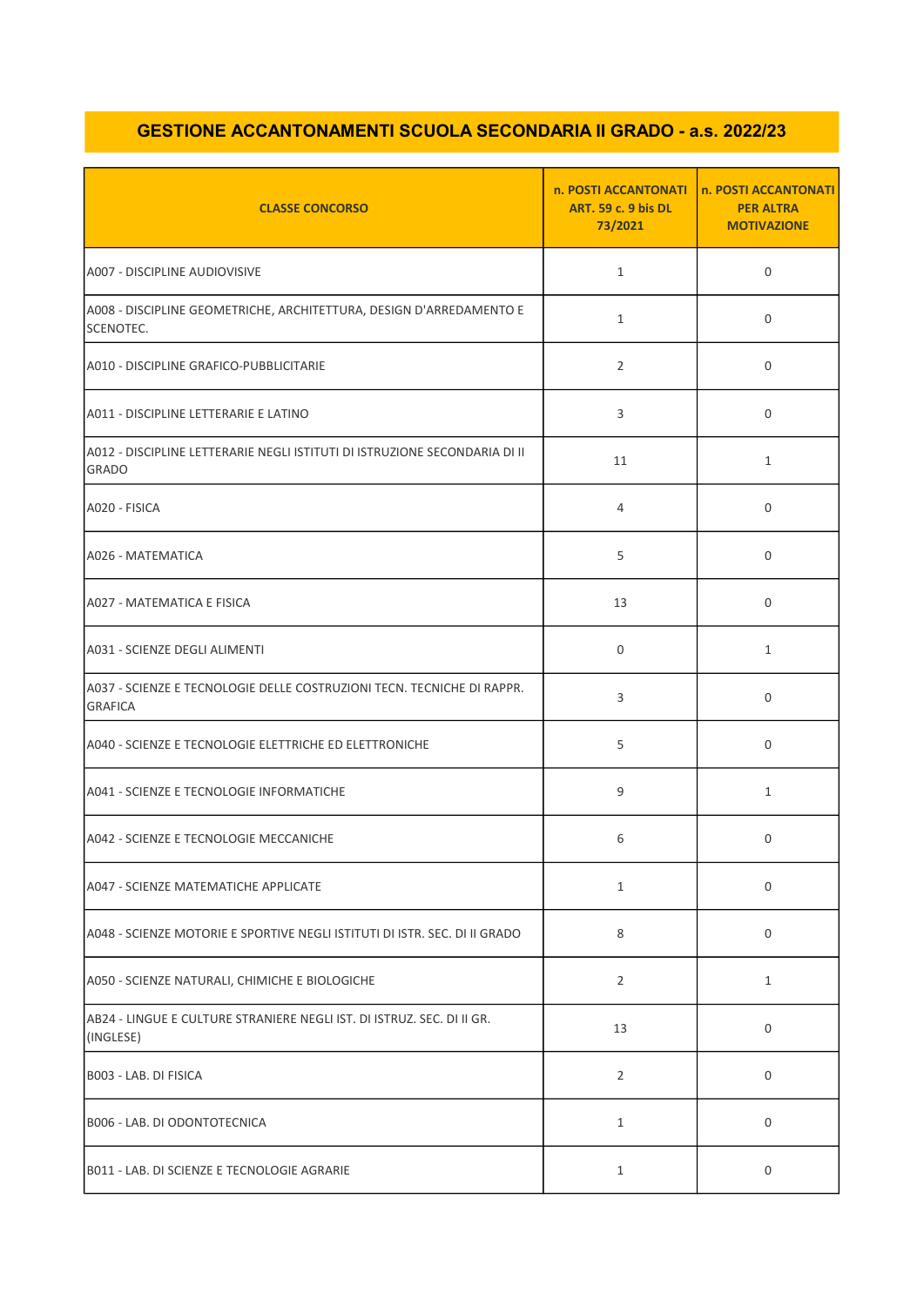# GESTIONE ACCANTONAMENTI SCUOLA SECONDARIA II GRADO - a.s. 2022/23

| CLASSE CONCORSO | n. POSTI ACCANTONATI ART. 59 c. 9 bis DL 73/2021 | n. POSTI ACCANTONATI PER ALTRA MOTIVAZIONE |
|---|---|---|
| A007 - DISCIPLINE AUDIOVISIVE | 1 | 0 |
| A008 - DISCIPLINE GEOMETRICHE, ARCHITETTURA, DESIGN D'ARREDAMENTO E SCENOTEC. | 1 | 0 |
| A010 - DISCIPLINE GRAFICO-PUBBLICITARIE | 2 | 0 |
| A011 - DISCIPLINE LETTERARIE E LATINO | 3 | 0 |
| A012 - DISCIPLINE LETTERARIE NEGLI ISTITUTI DI ISTRUZIONE SECONDARIA DI II GRADO | 11 | 1 |
| A020 - FISICA | 4 | 0 |
| A026 - MATEMATICA | 5 | 0 |
| A027 - MATEMATICA E FISICA | 13 | 0 |
| A031 - SCIENZE DEGLI ALIMENTI | 0 | 1 |
| A037 - SCIENZE E TECNOLOGIE DELLE COSTRUZIONI TECN. TECNICHE DI RAPPR. GRAFICA | 3 | 0 |
| A040 - SCIENZE E TECNOLOGIE ELETTRICHE ED ELETTRONICHE | 5 | 0 |
| A041 - SCIENZE E TECNOLOGIE INFORMATICHE | 9 | 1 |
| A042 - SCIENZE E TECNOLOGIE MECCANICHE | 6 | 0 |
| A047 - SCIENZE MATEMATICHE APPLICATE | 1 | 0 |
| A048 - SCIENZE MOTORIE E SPORTIVE NEGLI ISTITUTI DI ISTR. SEC. DI II GRADO | 8 | 0 |
| A050 - SCIENZE NATURALI, CHIMICHE E BIOLOGICHE | 2 | 1 |
| AB24 - LINGUE E CULTURE STRANIERE NEGLI IST. DI ISTRUZ. SEC. DI II GR. (INGLESE) | 13 | 0 |
| B003 - LAB. DI FISICA | 2 | 0 |
| B006 - LAB. DI ODONTOTECNICA | 1 | 0 |
| B011 - LAB. DI SCIENZE E TECNOLOGIE AGRARIE | 1 | 0 |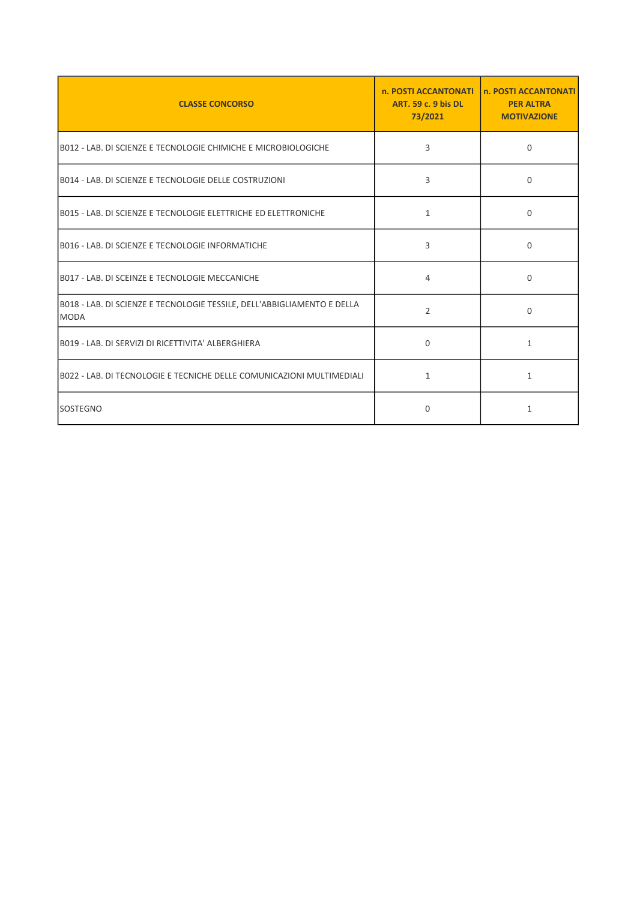| CLASSE CONCORSO | n. POSTI ACCANTONATI ART. 59 c. 9 bis DL 73/2021 | n. POSTI ACCANTONATI PER ALTRA MOTIVAZIONE |
| --- | --- | --- |
| B012 - LAB. DI SCIENZE E TECNOLOGIE CHIMICHE E MICROBIOLOGICHE | 3 | 0 |
| B014 - LAB. DI SCIENZE E TECNOLOGIE DELLE COSTRUZIONI | 3 | 0 |
| B015 - LAB. DI SCIENZE E TECNOLOGIE ELETTRICHE ED ELETTRONICHE | 1 | 0 |
| B016 - LAB. DI SCIENZE E TECNOLOGIE INFORMATICHE | 3 | 0 |
| B017 - LAB. DI SCEINZE E TECNOLOGIE MECCANICHE | 4 | 0 |
| B018 - LAB. DI SCIENZE E TECNOLOGIE TESSILE, DELL'ABBIGLIAMENTO E DELLA MODA | 2 | 0 |
| B019 - LAB. DI SERVIZI DI RICETTIVITA' ALBERGHIERA | 0 | 1 |
| B022 - LAB. DI TECNOLOGIE E TECNICHE DELLE COMUNICAZIONI MULTIMEDIALI | 1 | 1 |
| SOSTEGNO | 0 | 1 |